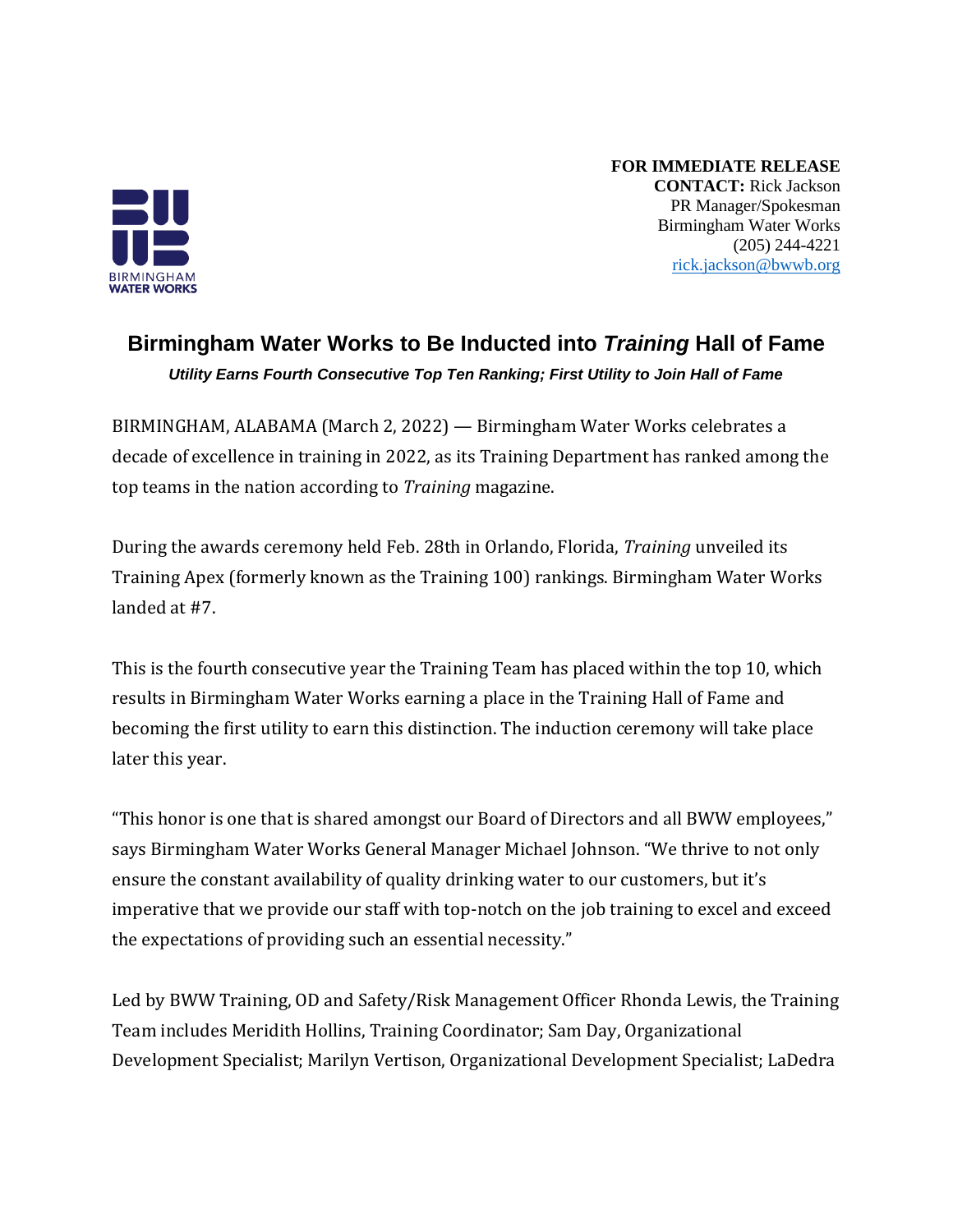BIRMINGHAM WATER WORKS

**FOR IMMEDIATE RELEASE**
**CONTACT:** Rick Jackson
PR Manager/Spokesman
Birmingham Water Works
(205) 244-4221
rick.jackson@bwwb.org

# Birmingham Water Works to Be Inducted into *Training* Hall of Fame

***Utility Earns Fourth Consecutive Top Ten Ranking; First Utility to Join Hall of Fame***

BIRMINGHAM, ALABAMA (March 2, 2022) — Birmingham Water Works celebrates a decade of excellence in training in 2022, as its Training Department has ranked among the top teams in the nation according to *Training* magazine.

During the awards ceremony held Feb. 28th in Orlando, Florida, *Training* unveiled its Training Apex (formerly known as the Training 100) rankings. Birmingham Water Works landed at #7.

This is the fourth consecutive year the Training Team has placed within the top 10, which results in Birmingham Water Works earning a place in the Training Hall of Fame and becoming the first utility to earn this distinction. The induction ceremony will take place later this year.

"This honor is one that is shared amongst our Board of Directors and all BWW employees," says Birmingham Water Works General Manager Michael Johnson. "We thrive to not only ensure the constant availability of quality drinking water to our customers, but it's imperative that we provide our staff with top-notch on the job training to excel and exceed the expectations of providing such an essential necessity."

Led by BWW Training, OD and Safety/Risk Management Officer Rhonda Lewis, the Training Team includes Meridith Hollins, Training Coordinator; Sam Day, Organizational Development Specialist; Marilyn Vertison, Organizational Development Specialist; LaDedra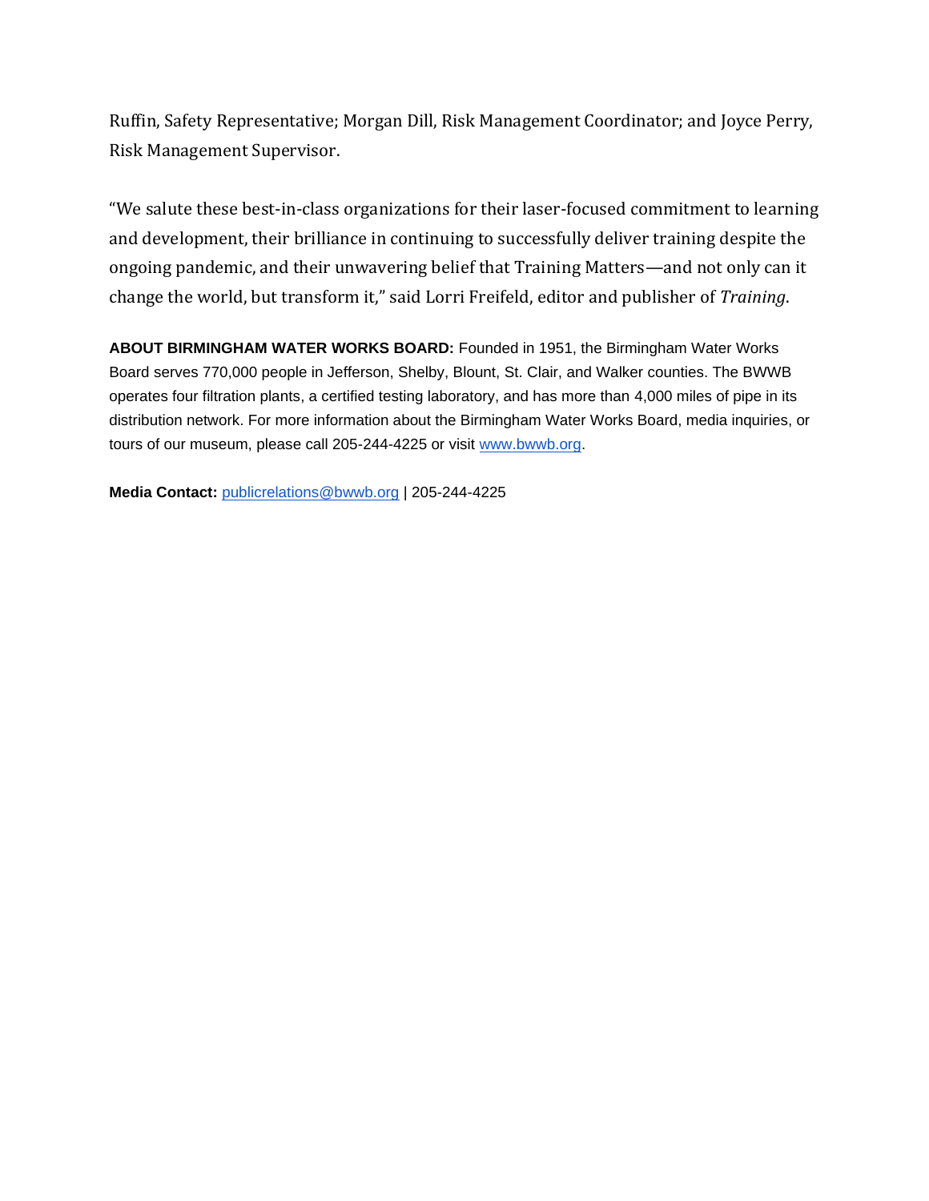Ruffin, Safety Representative; Morgan Dill, Risk Management Coordinator; and Joyce Perry, Risk Management Supervisor.

"We salute these best-in-class organizations for their laser-focused commitment to learning and development, their brilliance in continuing to successfully deliver training despite the ongoing pandemic, and their unwavering belief that Training Matters—and not only can it change the world, but transform it," said Lorri Freifeld, editor and publisher of *Training*.

**ABOUT BIRMINGHAM WATER WORKS BOARD:** Founded in 1951, the Birmingham Water Works Board serves 770,000 people in Jefferson, Shelby, Blount, St. Clair, and Walker counties. The BWWB operates four filtration plants, a certified testing laboratory, and has more than 4,000 miles of pipe in its distribution network. For more information about the Birmingham Water Works Board, media inquiries, or tours of our museum, please call 205-244-4225 or visit [www.bwwb.org](http://www.bwwb.org).

**Media Contact:** [publicrelations@bwwb.org](mailto:publicrelations@bwwb.org) | 205-244-4225